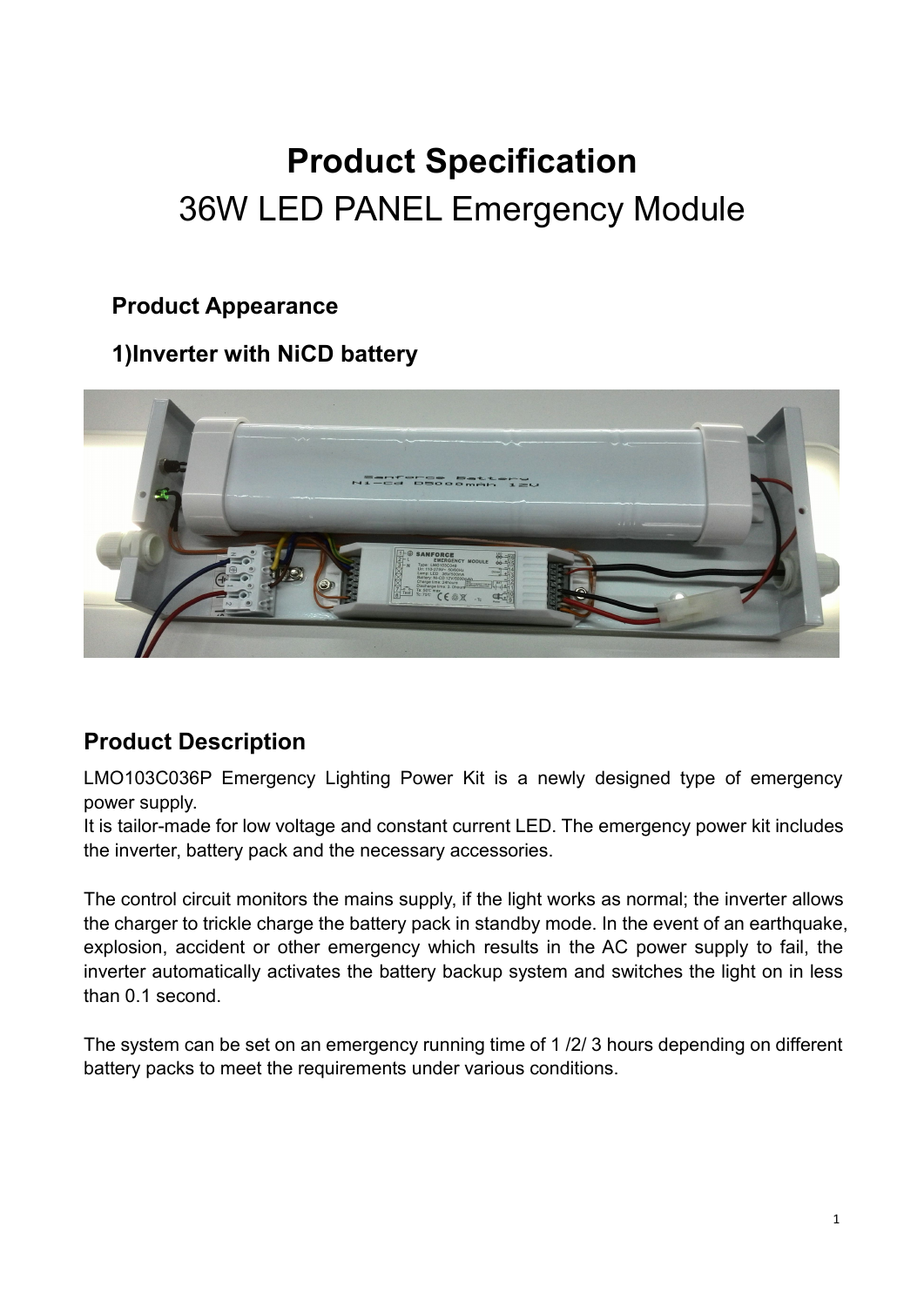# Product Specification

## 36W LED PANEL Emergency Module

### Product Appearance

### 1)Inverter with NiCD battery

## Product Description

LMO103C036P Emergency Lighting Power Kit is a newly designed type of emergency power supply.
It is tailor-made for low voltage and constant current LED. The emergency power kit includes the inverter, battery pack and the necessary accessories.

The control circuit monitors the mains supply, if the light works as normal; the inverter allows the charger to trickle charge the battery pack in standby mode. In the event of an earthquake, explosion, accident or other emergency which results in the AC power supply to fail, the inverter automatically activates the battery backup system and switches the light on in less than 0.1 second.

The system can be set on an emergency running time of 1 /2/ 3 hours depending on different battery packs to meet the requirements under various conditions.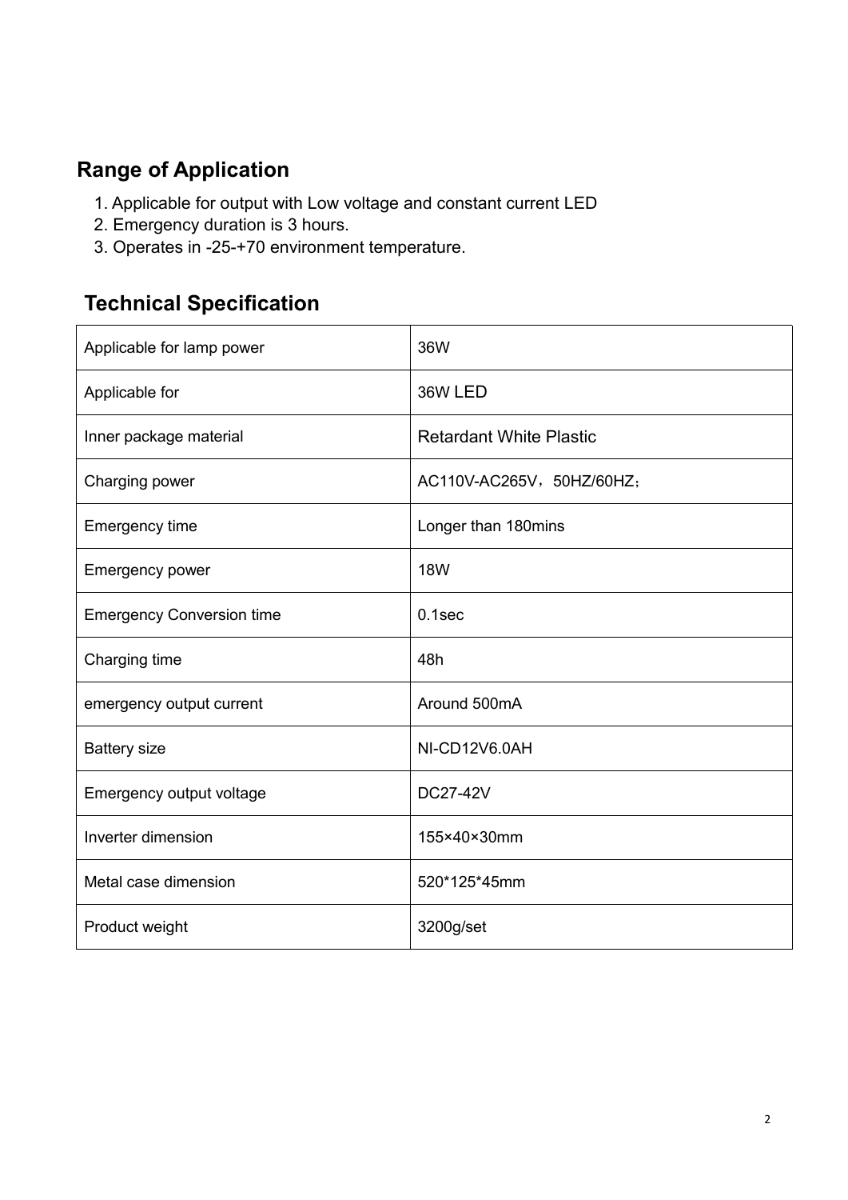## Range of Application

1. Applicable for output with Low voltage and constant current LED
2. Emergency duration is 3 hours.
3. Operates in -25-+70 environment temperature.

## Technical Specification

| Applicable for lamp power | 36W |
|---|---|
| Applicable for | 36W LED |
| Inner package material | Retardant White Plastic |
| Charging power | AC110V-AC265V，50HZ/60HZ； |
| Emergency time | Longer than 180mins |
| Emergency power | 18W |
| Emergency Conversion time | 0.1sec |
| Charging time | 48h |
| emergency output current | Around 500mA |
| Battery size | NI-CD12V6.0AH |
| Emergency output voltage | DC27-42V |
| Inverter dimension | 155×40×30mm |
| Metal case dimension | 520*125*45mm |
| Product weight | 3200g/set |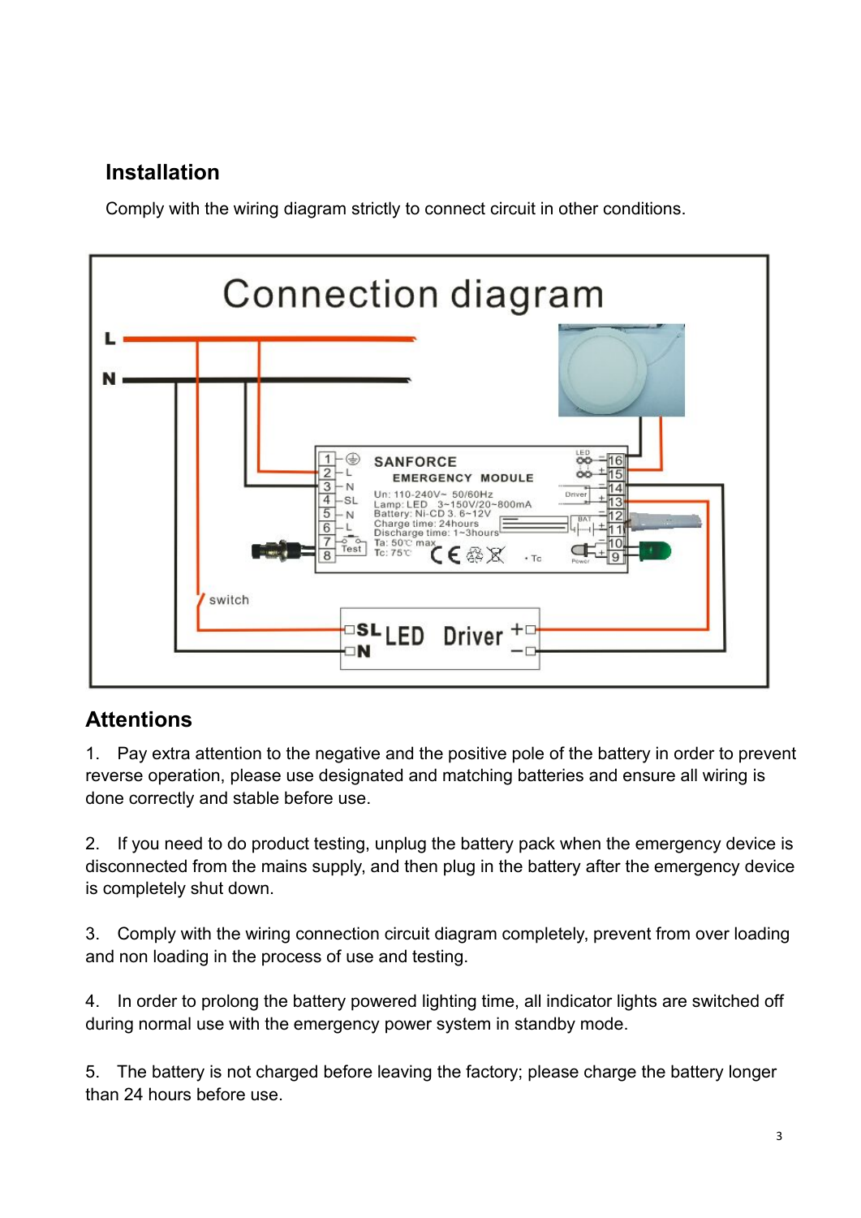## Installation

Comply with the wiring diagram strictly to connect circuit in other conditions.

## Attentions

1. Pay extra attention to the negative and the positive pole of the battery in order to prevent reverse operation, please use designated and matching batteries and ensure all wiring is done correctly and stable before use.

2. If you need to do product testing, unplug the battery pack when the emergency device is disconnected from the mains supply, and then plug in the battery after the emergency device is completely shut down.

3. Comply with the wiring connection circuit diagram completely, prevent from over loading and non loading in the process of use and testing.

4. In order to prolong the battery powered lighting time, all indicator lights are switched off during normal use with the emergency power system in standby mode.

5. The battery is not charged before leaving the factory; please charge the battery longer than 24 hours before use.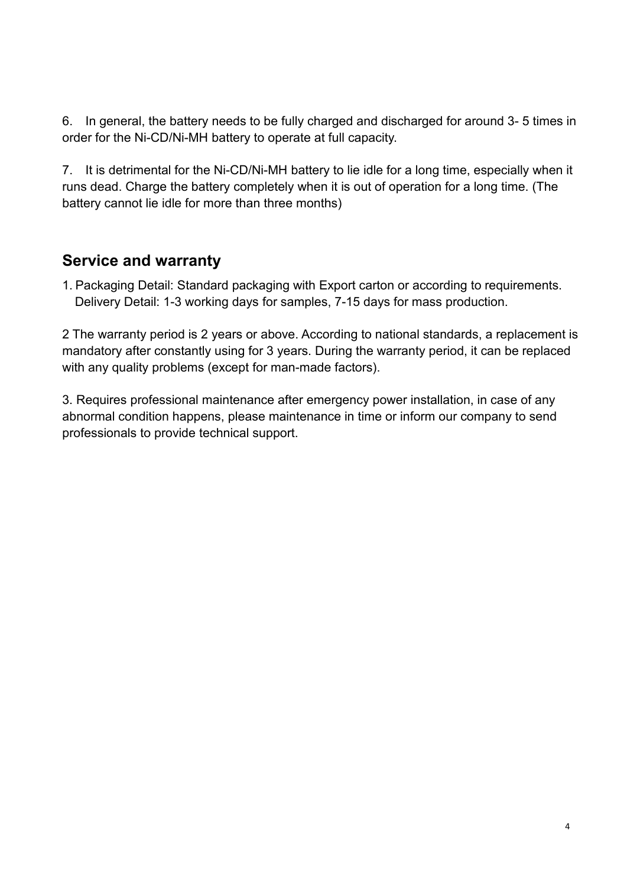6. In general, the battery needs to be fully charged and discharged for around 3- 5 times in order for the Ni-CD/Ni-MH battery to operate at full capacity.

7. It is detrimental for the Ni-CD/Ni-MH battery to lie idle for a long time, especially when it runs dead. Charge the battery completely when it is out of operation for a long time. (The battery cannot lie idle for more than three months)

## Service and warranty

1. Packaging Detail: Standard packaging with Export carton or according to requirements.
   Delivery Detail: 1-3 working days for samples, 7-15 days for mass production.

2 The warranty period is 2 years or above. According to national standards, a replacement is mandatory after constantly using for 3 years. During the warranty period, it can be replaced with any quality problems (except for man-made factors).

3. Requires professional maintenance after emergency power installation, in case of any abnormal condition happens, please maintenance in time or inform our company to send professionals to provide technical support.